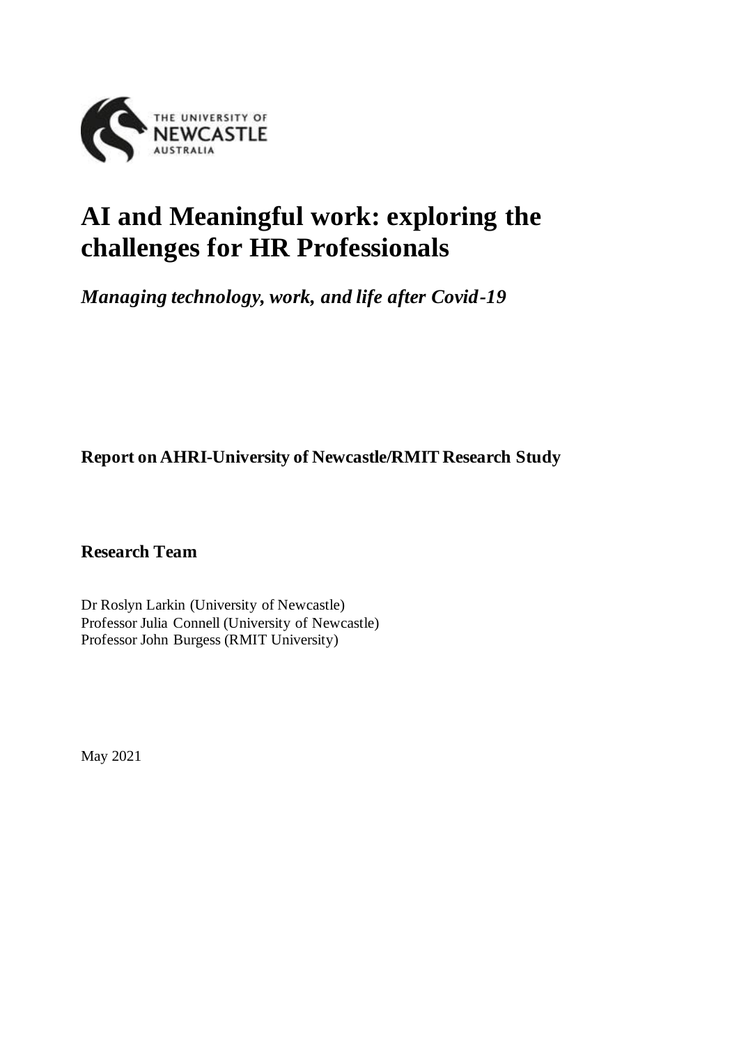# AI and Meaningful work: exploring the challenges for HR Professionals

*Managing technology, work, and life after Covid-19*

**Report on AHRI-University of Newcastle/RMIT Research Study**

**Research Team**

Dr Roslyn Larkin (University of Newcastle)
Professor Julia Connell (University of Newcastle)
Professor John Burgess (RMIT University)

May 2021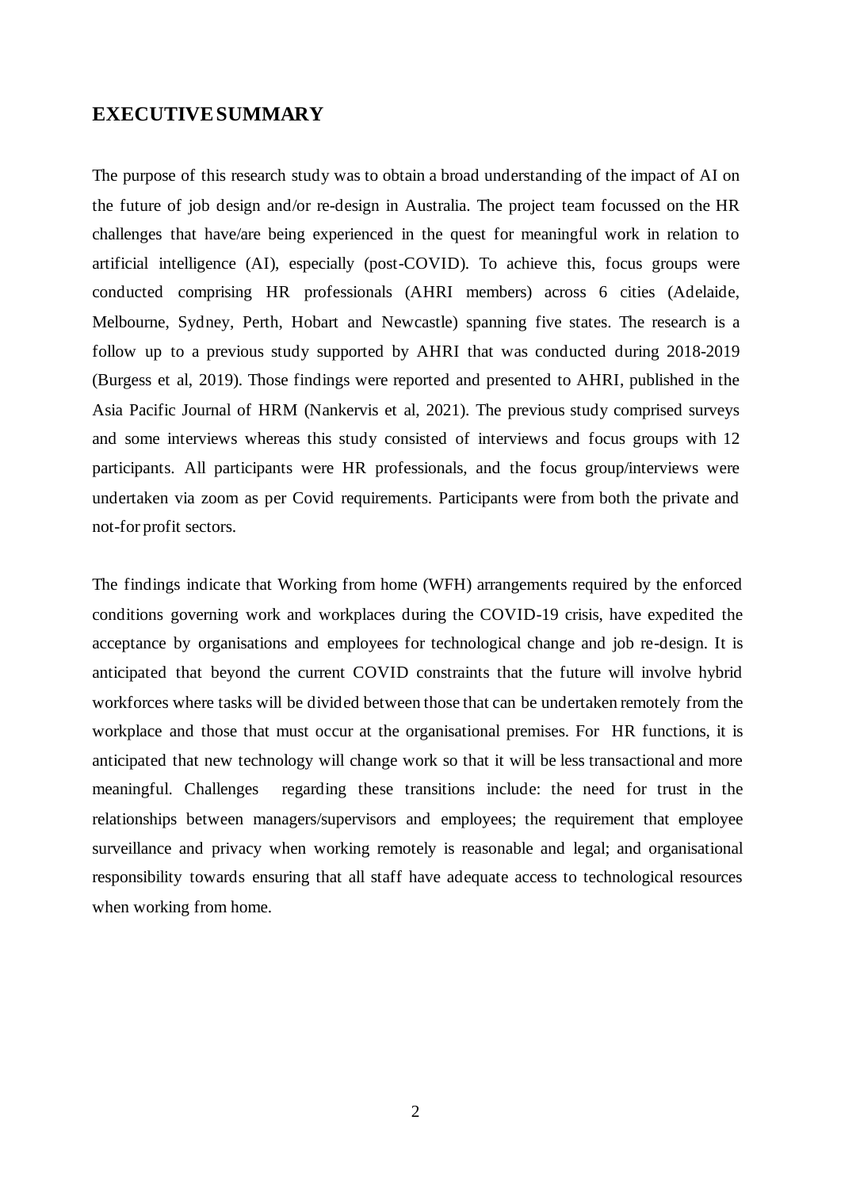## EXECUTIVE SUMMARY

The purpose of this research study was to obtain a broad understanding of the impact of AI on the future of job design and/or re-design in Australia. The project team focussed on the HR challenges that have/are being experienced in the quest for meaningful work in relation to artificial intelligence (AI), especially (post-COVID). To achieve this, focus groups were conducted comprising HR professionals (AHRI members) across 6 cities (Adelaide, Melbourne, Sydney, Perth, Hobart and Newcastle) spanning five states. The research is a follow up to a previous study supported by AHRI that was conducted during 2018-2019 (Burgess et al, 2019). Those findings were reported and presented to AHRI, published in the Asia Pacific Journal of HRM (Nankervis et al, 2021). The previous study comprised surveys and some interviews whereas this study consisted of interviews and focus groups with 12 participants. All participants were HR professionals, and the focus group/interviews were undertaken via zoom as per Covid requirements. Participants were from both the private and not-for profit sectors.

The findings indicate that Working from home (WFH) arrangements required by the enforced conditions governing work and workplaces during the COVID-19 crisis, have expedited the acceptance by organisations and employees for technological change and job re-design. It is anticipated that beyond the current COVID constraints that the future will involve hybrid workforces where tasks will be divided between those that can be undertaken remotely from the workplace and those that must occur at the organisational premises. For HR functions, it is anticipated that new technology will change work so that it will be less transactional and more meaningful. Challenges regarding these transitions include: the need for trust in the relationships between managers/supervisors and employees; the requirement that employee surveillance and privacy when working remotely is reasonable and legal; and organisational responsibility towards ensuring that all staff have adequate access to technological resources when working from home.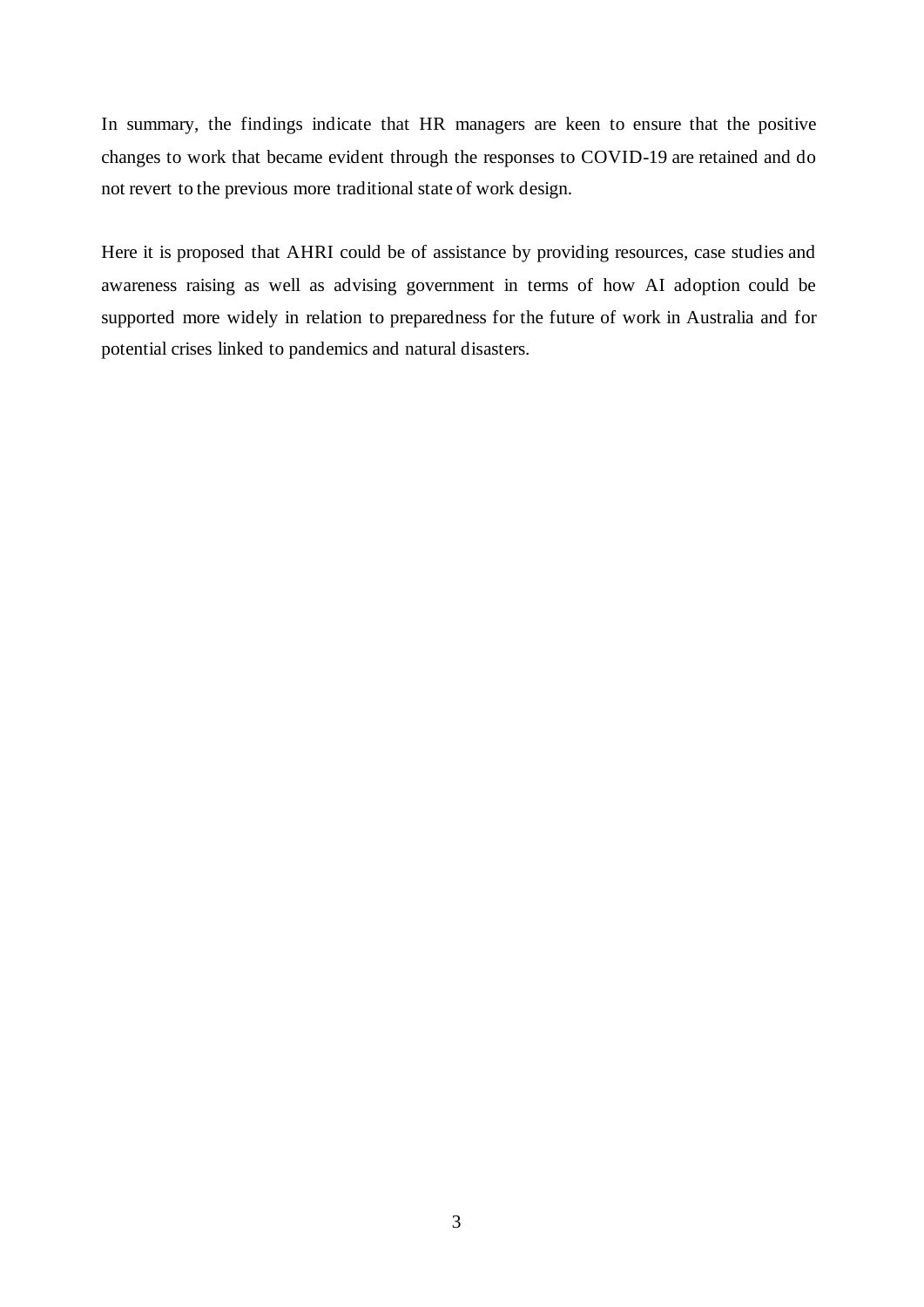In summary, the findings indicate that HR managers are keen to ensure that the positive changes to work that became evident through the responses to COVID-19 are retained and do not revert to the previous more traditional state of work design.

Here it is proposed that AHRI could be of assistance by providing resources, case studies and awareness raising as well as advising government in terms of how AI adoption could be supported more widely in relation to preparedness for the future of work in Australia and for potential crises linked to pandemics and natural disasters.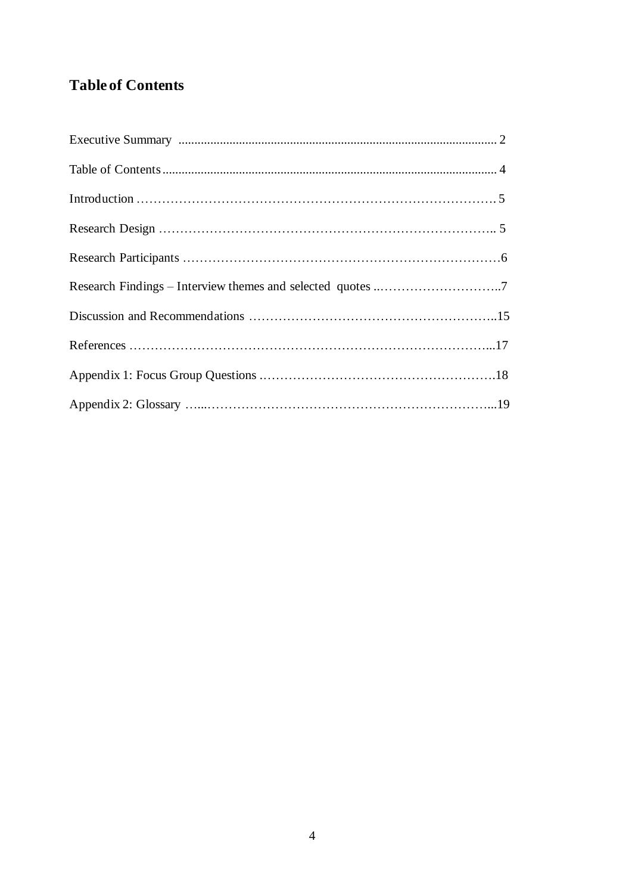## Table of Contents

Executive Summary ........................................................................................................ 2

Table of Contents ........................................................................................................... 4

Introduction ………………………………………………………………………… 5

Research Design ……………………………………………………………………… 5

Research Participants …………………………………………………………………6

Research Findings – Interview themes and selected quotes ..………………………..7

Discussion and Recommendations …………………………………………………..15

References ……………………………………………………………………………...17

Appendix 1: Focus Group Questions ……………………………………………….18

Appendix 2: Glossary …...…………………………………………………………...19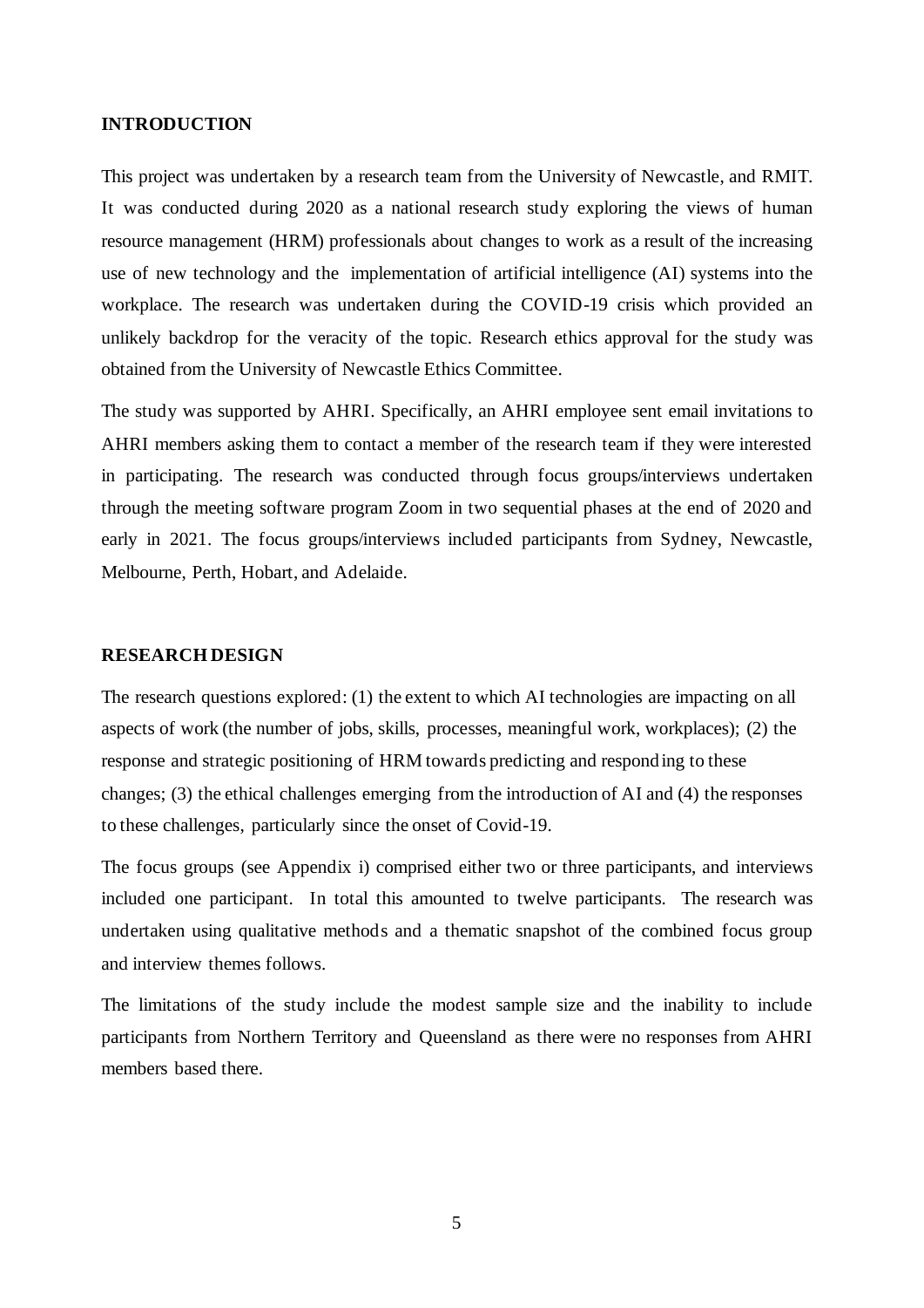## INTRODUCTION

This project was undertaken by a research team from the University of Newcastle, and RMIT. It was conducted during 2020 as a national research study exploring the views of human resource management (HRM) professionals about changes to work as a result of the increasing use of new technology and the implementation of artificial intelligence (AI) systems into the workplace. The research was undertaken during the COVID-19 crisis which provided an unlikely backdrop for the veracity of the topic. Research ethics approval for the study was obtained from the University of Newcastle Ethics Committee.

The study was supported by AHRI. Specifically, an AHRI employee sent email invitations to AHRI members asking them to contact a member of the research team if they were interested in participating. The research was conducted through focus groups/interviews undertaken through the meeting software program Zoom in two sequential phases at the end of 2020 and early in 2021. The focus groups/interviews included participants from Sydney, Newcastle, Melbourne, Perth, Hobart, and Adelaide.

## RESEARCH DESIGN

The research questions explored: (1) the extent to which AI technologies are impacting on all aspects of work (the number of jobs, skills, processes, meaningful work, workplaces); (2) the response and strategic positioning of HRM towards predicting and responding to these changes; (3) the ethical challenges emerging from the introduction of AI and (4) the responses to these challenges, particularly since the onset of Covid-19.

The focus groups (see Appendix i) comprised either two or three participants, and interviews included one participant. In total this amounted to twelve participants. The research was undertaken using qualitative methods and a thematic snapshot of the combined focus group and interview themes follows.

The limitations of the study include the modest sample size and the inability to include participants from Northern Territory and Queensland as there were no responses from AHRI members based there.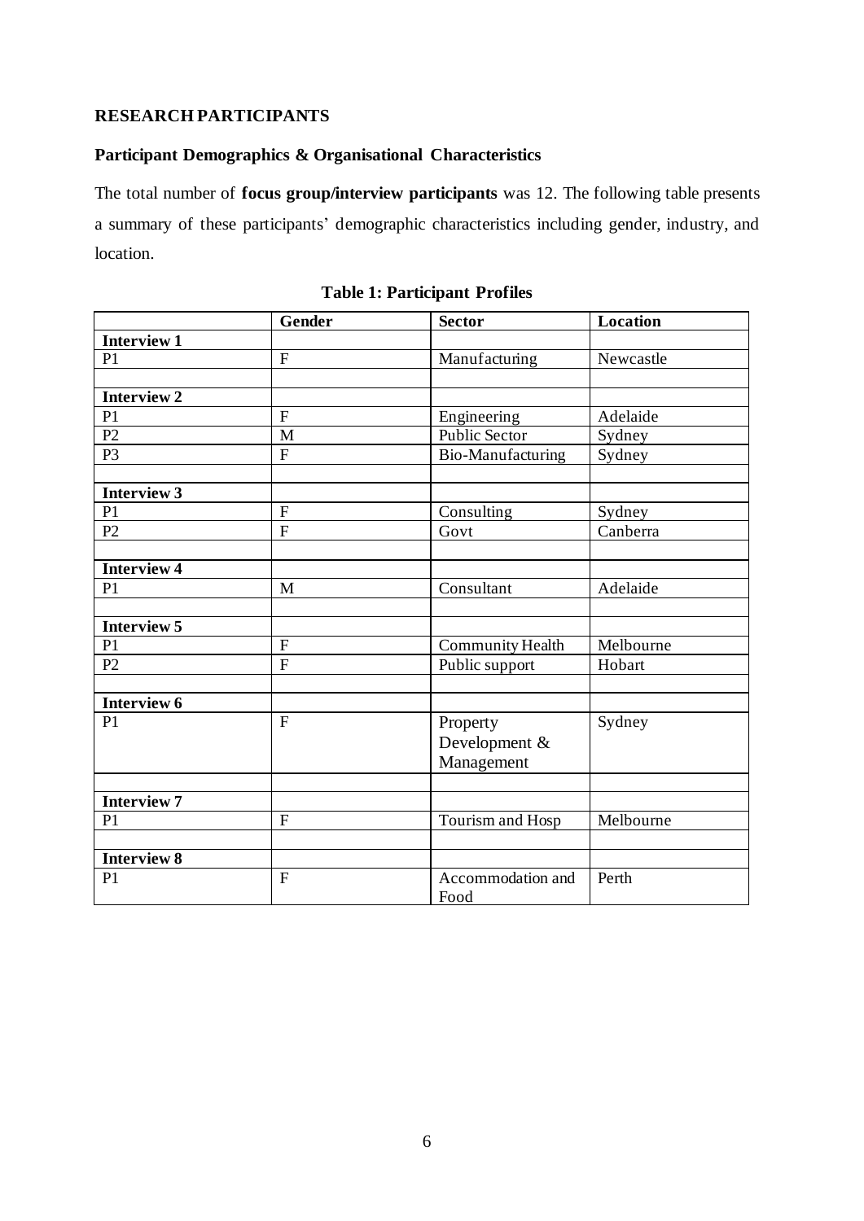## RESEARCH PARTICIPANTS

### Participant Demographics & Organisational Characteristics

The total number of **focus group/interview participants** was 12. The following table presents a summary of these participants' demographic characteristics including gender, industry, and location.

**Table 1: Participant Profiles**

| | Gender | Sector | Location |
|---|---|---|---|
| **Interview 1** | | | |
| P1 | F | Manufacturing | Newcastle |
| | | | |
| **Interview 2** | | | |
| P1 | F | Engineering | Adelaide |
| P2 | M | Public Sector | Sydney |
| P3 | F | Bio-Manufacturing | Sydney |
| | | | |
| **Interview 3** | | | |
| P1 | F | Consulting | Sydney |
| P2 | F | Govt | Canberra |
| | | | |
| **Interview 4** | | | |
| P1 | M | Consultant | Adelaide |
| | | | |
| **Interview 5** | | | |
| P1 | F | Community Health | Melbourne |
| P2 | F | Public support | Hobart |
| | | | |
| **Interview 6** | | | |
| P1 | F | Property Development & Management | Sydney |
| | | | |
| **Interview 7** | | | |
| P1 | F | Tourism and Hosp | Melbourne |
| | | | |
| **Interview 8** | | | |
| P1 | F | Accommodation and Food | Perth |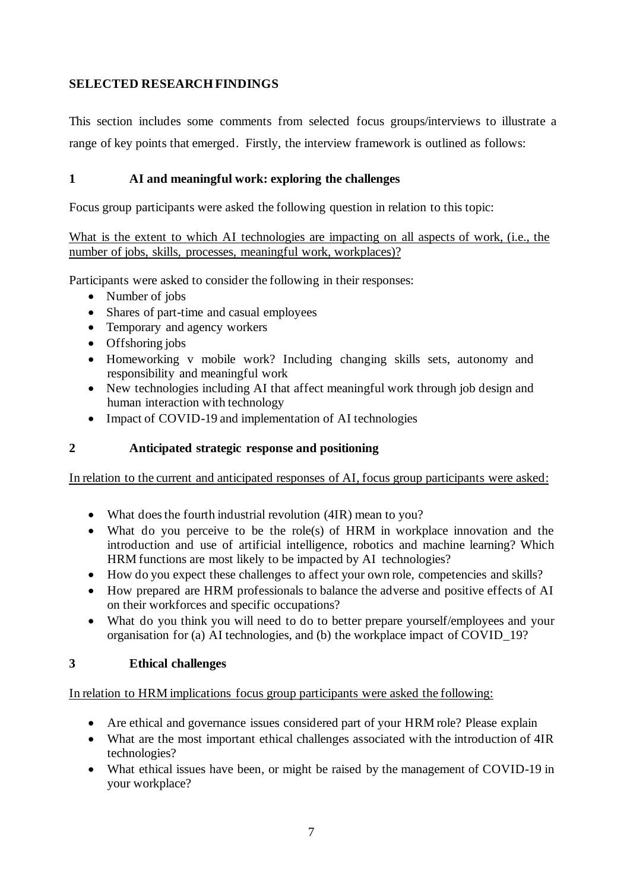## SELECTED RESEARCH FINDINGS

This section includes some comments from selected focus groups/interviews to illustrate a range of key points that emerged. Firstly, the interview framework is outlined as follows:

### 1 AI and meaningful work: exploring the challenges

Focus group participants were asked the following question in relation to this topic:

What is the extent to which AI technologies are impacting on all aspects of work, (i.e., the number of jobs, skills, processes, meaningful work, workplaces)?

Participants were asked to consider the following in their responses:

- Number of jobs
- Shares of part-time and casual employees
- Temporary and agency workers
- Offshoring jobs
- Homeworking v mobile work? Including changing skills sets, autonomy and responsibility and meaningful work
- New technologies including AI that affect meaningful work through job design and human interaction with technology
- Impact of COVID-19 and implementation of AI technologies

### 2 Anticipated strategic response and positioning

In relation to the current and anticipated responses of AI, focus group participants were asked:

- What does the fourth industrial revolution (4IR) mean to you?
- What do you perceive to be the role(s) of HRM in workplace innovation and the introduction and use of artificial intelligence, robotics and machine learning? Which HRM functions are most likely to be impacted by AI technologies?
- How do you expect these challenges to affect your own role, competencies and skills?
- How prepared are HRM professionals to balance the adverse and positive effects of AI on their workforces and specific occupations?
- What do you think you will need to do to better prepare yourself/employees and your organisation for (a) AI technologies, and (b) the workplace impact of COVID_19?

### 3 Ethical challenges

In relation to HRM implications focus group participants were asked the following:

- Are ethical and governance issues considered part of your HRM role? Please explain
- What are the most important ethical challenges associated with the introduction of 4IR technologies?
- What ethical issues have been, or might be raised by the management of COVID-19 in your workplace?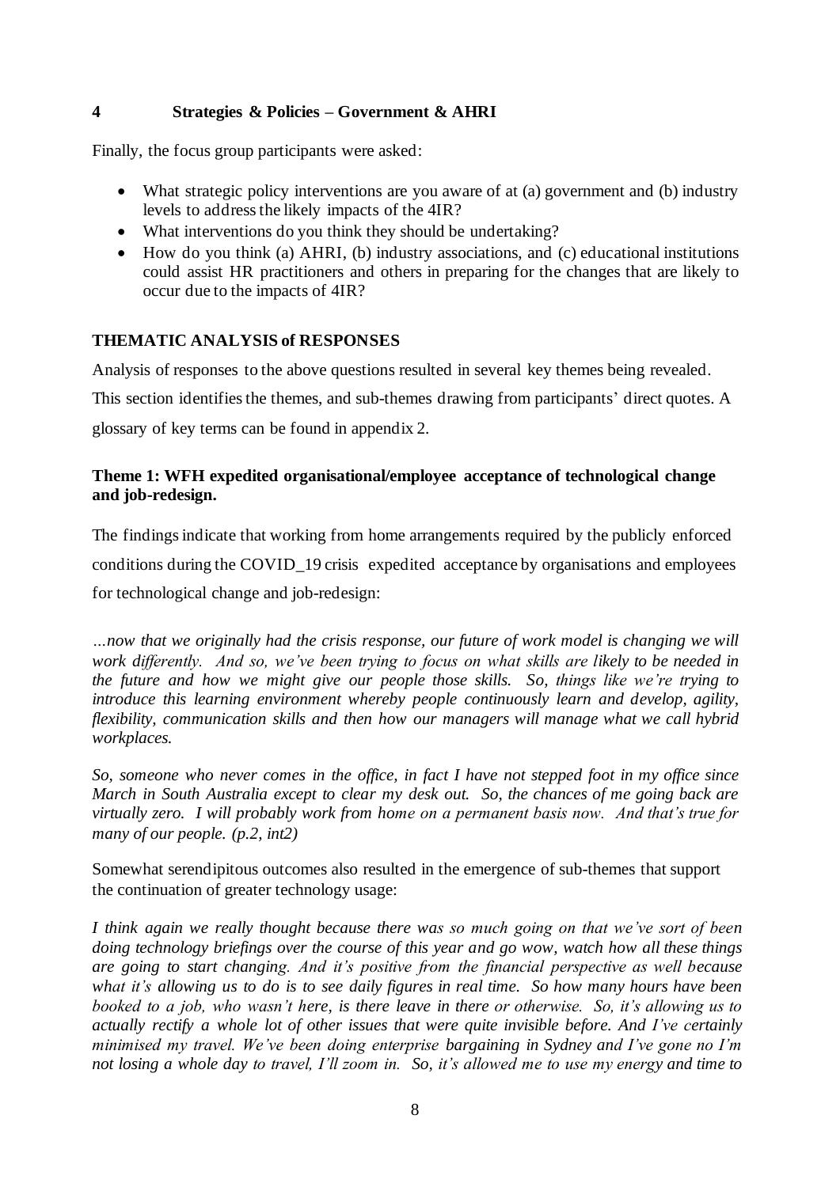## 4 Strategies & Policies – Government & AHRI

Finally, the focus group participants were asked:

- What strategic policy interventions are you aware of at (a) government and (b) industry levels to address the likely impacts of the 4IR?
- What interventions do you think they should be undertaking?
- How do you think (a) AHRI, (b) industry associations, and (c) educational institutions could assist HR practitioners and others in preparing for the changes that are likely to occur due to the impacts of 4IR?

### THEMATIC ANALYSIS of RESPONSES

Analysis of responses to the above questions resulted in several key themes being revealed. This section identifies the themes, and sub-themes drawing from participants' direct quotes. A glossary of key terms can be found in appendix 2.

### Theme 1: WFH expedited organisational/employee acceptance of technological change and job-redesign.

The findings indicate that working from home arrangements required by the publicly enforced conditions during the COVID_19 crisis expedited acceptance by organisations and employees for technological change and job-redesign:

*…now that we originally had the crisis response, our future of work model is changing we will work differently. And so, we've been trying to focus on what skills are likely to be needed in the future and how we might give our people those skills. So, things like we're trying to introduce this learning environment whereby people continuously learn and develop, agility, flexibility, communication skills and then how our managers will manage what we call hybrid workplaces.*

*So, someone who never comes in the office, in fact I have not stepped foot in my office since March in South Australia except to clear my desk out. So, the chances of me going back are virtually zero. I will probably work from home on a permanent basis now. And that's true for many of our people. (p.2, int2)*

Somewhat serendipitous outcomes also resulted in the emergence of sub-themes that support the continuation of greater technology usage:

*I think again we really thought because there was so much going on that we've sort of been doing technology briefings over the course of this year and go wow, watch how all these things are going to start changing. And it's positive from the financial perspective as well because what it's allowing us to do is to see daily figures in real time. So how many hours have been booked to a job, who wasn't here, is there leave in there or otherwise. So, it's allowing us to actually rectify a whole lot of other issues that were quite invisible before. And I've certainly minimised my travel. We've been doing enterprise bargaining in Sydney and I've gone no I'm not losing a whole day to travel, I'll zoom in. So, it's allowed me to use my energy and time to*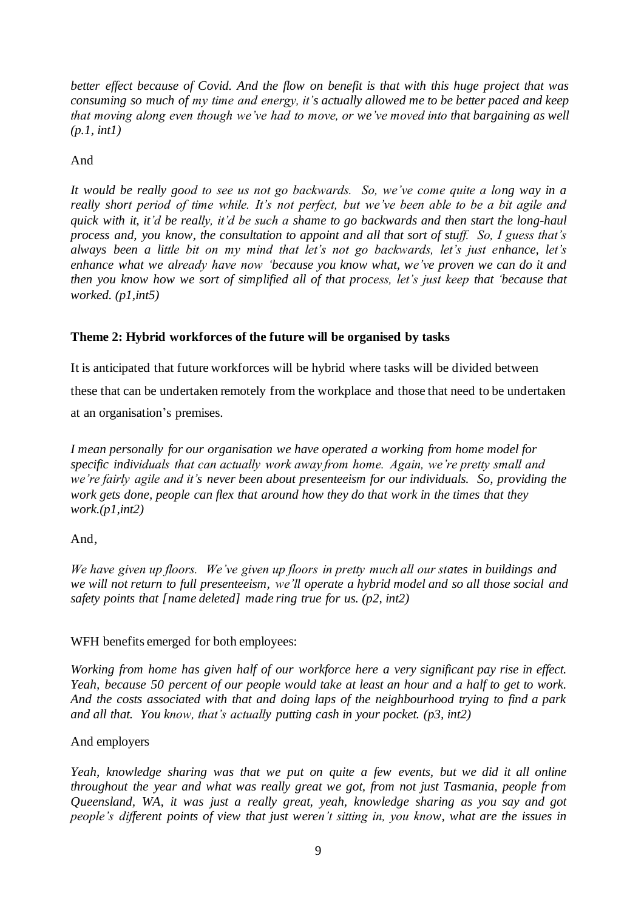*better effect because of Covid. And the flow on benefit is that with this huge project that was consuming so much of my time and energy, it's actually allowed me to be better paced and keep that moving along even though we've had to move, or we've moved into that bargaining as well (p.1, int1)*

And

*It would be really good to see us not go backwards. So, we've come quite a long way in a really short period of time while. It's not perfect, but we've been able to be a bit agile and quick with it, it'd be really, it'd be such a shame to go backwards and then start the long-haul process and, you know, the consultation to appoint and all that sort of stuff. So, I guess that's always been a little bit on my mind that let's not go backwards, let's just enhance, let's enhance what we already have now 'because you know what, we've proven we can do it and then you know how we sort of simplified all of that process, let's just keep that 'because that worked. (p1,int5)*

### Theme 2: Hybrid workforces of the future will be organised by tasks

It is anticipated that future workforces will be hybrid where tasks will be divided between these that can be undertaken remotely from the workplace and those that need to be undertaken at an organisation's premises.

*I mean personally for our organisation we have operated a working from home model for specific individuals that can actually work away from home. Again, we're pretty small and we're fairly agile and it's never been about presenteeism for our individuals. So, providing the work gets done, people can flex that around how they do that work in the times that they work.(p1,int2)*

And,

*We have given up floors. We've given up floors in pretty much all our states in buildings and we will not return to full presenteeism, we'll operate a hybrid model and so all those social and safety points that [name deleted] made ring true for us. (p2, int2)*

WFH benefits emerged for both employees:

*Working from home has given half of our workforce here a very significant pay rise in effect. Yeah, because 50 percent of our people would take at least an hour and a half to get to work. And the costs associated with that and doing laps of the neighbourhood trying to find a park and all that. You know, that's actually putting cash in your pocket. (p3, int2)*

And employers

*Yeah, knowledge sharing was that we put on quite a few events, but we did it all online throughout the year and what was really great we got, from not just Tasmania, people from Queensland, WA, it was just a really great, yeah, knowledge sharing as you say and got people's different points of view that just weren't sitting in, you know, what are the issues in*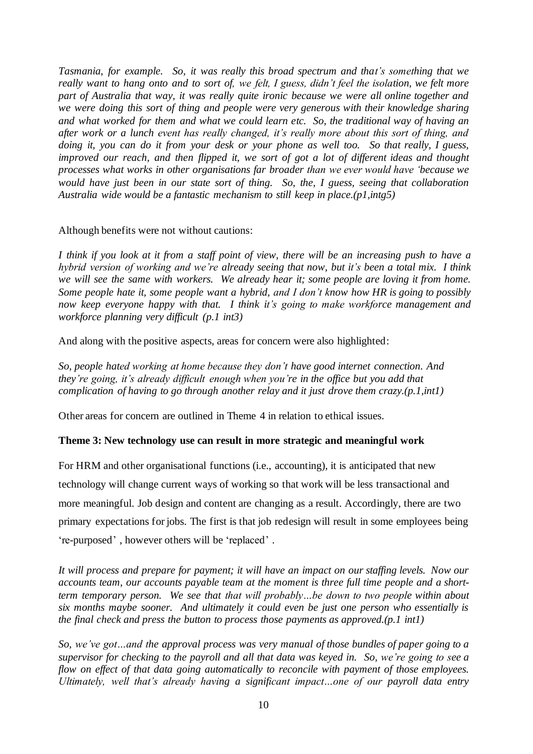*Tasmania, for example. So, it was really this broad spectrum and that's something that we really want to hang onto and to sort of, we felt, I guess, didn't feel the isolation, we felt more part of Australia that way, it was really quite ironic because we were all online together and we were doing this sort of thing and people were very generous with their knowledge sharing and what worked for them and what we could learn etc. So, the traditional way of having an after work or a lunch event has really changed, it's really more about this sort of thing, and doing it, you can do it from your desk or your phone as well too. So that really, I guess, improved our reach, and then flipped it, we sort of got a lot of different ideas and thought processes what works in other organisations far broader than we ever would have 'because we would have just been in our state sort of thing. So, the, I guess, seeing that collaboration Australia wide would be a fantastic mechanism to still keep in place.(p1,intg5)*

Although benefits were not without cautions:

*I think if you look at it from a staff point of view, there will be an increasing push to have a hybrid version of working and we're already seeing that now, but it's been a total mix. I think we will see the same with workers. We already hear it; some people are loving it from home. Some people hate it, some people want a hybrid, and I don't know how HR is going to possibly now keep everyone happy with that. I think it's going to make workforce management and workforce planning very difficult (p.1 int3)*

And along with the positive aspects, areas for concern were also highlighted:

*So, people hated working at home because they don't have good internet connection. And they're going, it's already difficult enough when you're in the office but you add that complication of having to go through another relay and it just drove them crazy.(p.1,int1)*

Other areas for concern are outlined in Theme 4 in relation to ethical issues.

**Theme 3: New technology use can result in more strategic and meaningful work**

For HRM and other organisational functions (i.e., accounting), it is anticipated that new technology will change current ways of working so that work will be less transactional and more meaningful. Job design and content are changing as a result. Accordingly, there are two primary expectations for jobs. The first is that job redesign will result in some employees being 're-purposed' , however others will be 'replaced' .

*It will process and prepare for payment; it will have an impact on our staffing levels. Now our accounts team, our accounts payable team at the moment is three full time people and a short-term temporary person. We see that that will probably…be down to two people within about six months maybe sooner. And ultimately it could even be just one person who essentially is the final check and press the button to process those payments as approved.(p.1 int1)*

*So, we've got…and the approval process was very manual of those bundles of paper going to a supervisor for checking to the payroll and all that data was keyed in. So, we're going to see a flow on effect of that data going automatically to reconcile with payment of those employees. Ultimately, well that's already having a significant impact…one of our payroll data entry*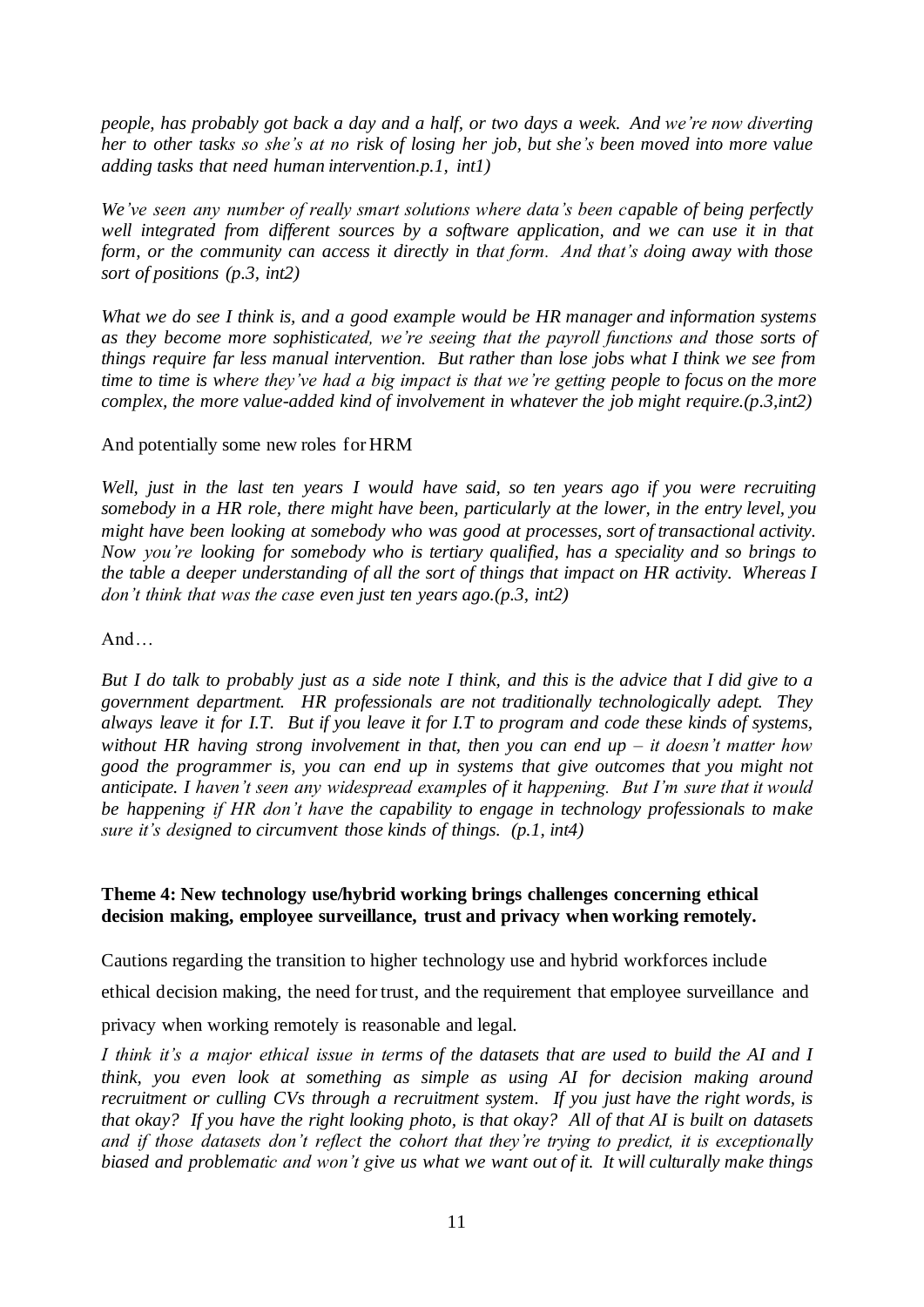*people, has probably got back a day and a half, or two days a week. And we're now diverting her to other tasks so she's at no risk of losing her job, but she's been moved into more value adding tasks that need human intervention.p.1, int1)*

*We've seen any number of really smart solutions where data's been capable of being perfectly well integrated from different sources by a software application, and we can use it in that form, or the community can access it directly in that form. And that's doing away with those sort of positions (p.3, int2)*

*What we do see I think is, and a good example would be HR manager and information systems as they become more sophisticated, we're seeing that the payroll functions and those sorts of things require far less manual intervention. But rather than lose jobs what I think we see from time to time is where they've had a big impact is that we're getting people to focus on the more complex, the more value-added kind of involvement in whatever the job might require.(p.3,int2)*

And potentially some new roles for HRM

*Well, just in the last ten years I would have said, so ten years ago if you were recruiting somebody in a HR role, there might have been, particularly at the lower, in the entry level, you might have been looking at somebody who was good at processes, sort of transactional activity. Now you're looking for somebody who is tertiary qualified, has a speciality and so brings to the table a deeper understanding of all the sort of things that impact on HR activity. Whereas I don't think that was the case even just ten years ago.(p.3, int2)*

And…

*But I do talk to probably just as a side note I think, and this is the advice that I did give to a government department. HR professionals are not traditionally technologically adept. They always leave it for I.T. But if you leave it for I.T to program and code these kinds of systems, without HR having strong involvement in that, then you can end up – it doesn't matter how good the programmer is, you can end up in systems that give outcomes that you might not anticipate. I haven't seen any widespread examples of it happening. But I'm sure that it would be happening if HR don't have the capability to engage in technology professionals to make sure it's designed to circumvent those kinds of things. (p.1, int4)*

**Theme 4: New technology use/hybrid working brings challenges concerning ethical decision making, employee surveillance, trust and privacy when working remotely.**

Cautions regarding the transition to higher technology use and hybrid workforces include ethical decision making, the need for trust, and the requirement that employee surveillance and privacy when working remotely is reasonable and legal.

*I think it's a major ethical issue in terms of the datasets that are used to build the AI and I think, you even look at something as simple as using AI for decision making around recruitment or culling CVs through a recruitment system. If you just have the right words, is that okay? If you have the right looking photo, is that okay? All of that AI is built on datasets and if those datasets don't reflect the cohort that they're trying to predict, it is exceptionally biased and problematic and won't give us what we want out of it. It will culturally make things*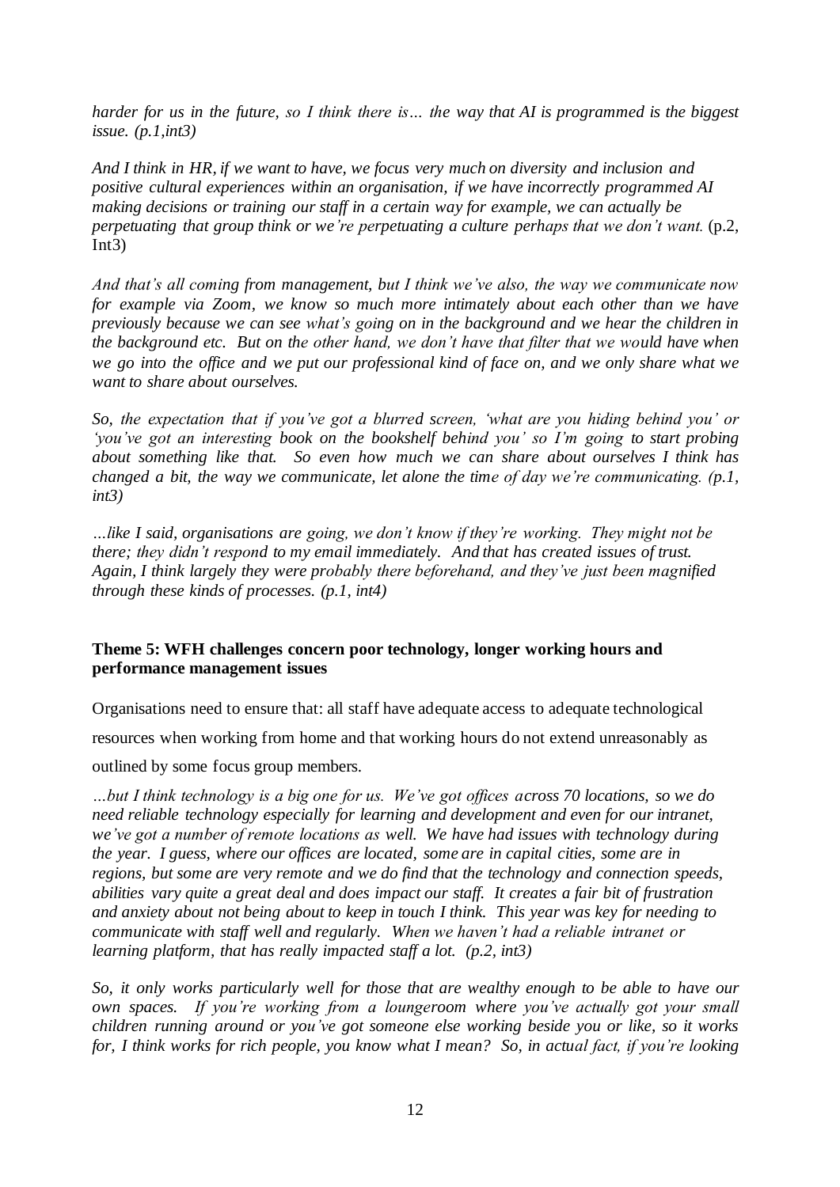*harder for us in the future, so I think there is… the way that AI is programmed is the biggest issue. (p.1,int3)*

*And I think in HR, if we want to have, we focus very much on diversity and inclusion and positive cultural experiences within an organisation, if we have incorrectly programmed AI making decisions or training our staff in a certain way for example, we can actually be perpetuating that group think or we're perpetuating a culture perhaps that we don't want.* (p.2, Int3)

*And that's all coming from management, but I think we've also, the way we communicate now for example via Zoom, we know so much more intimately about each other than we have previously because we can see what's going on in the background and we hear the children in the background etc. But on the other hand, we don't have that filter that we would have when we go into the office and we put our professional kind of face on, and we only share what we want to share about ourselves.*

*So, the expectation that if you've got a blurred screen, 'what are you hiding behind you' or 'you've got an interesting book on the bookshelf behind you' so I'm going to start probing about something like that. So even how much we can share about ourselves I think has changed a bit, the way we communicate, let alone the time of day we're communicating. (p.1, int3)*

*…like I said, organisations are going, we don't know if they're working. They might not be there; they didn't respond to my email immediately. And that has created issues of trust. Again, I think largely they were probably there beforehand, and they've just been magnified through these kinds of processes. (p.1, int4)*

**Theme 5: WFH challenges concern poor technology, longer working hours and performance management issues**

Organisations need to ensure that: all staff have adequate access to adequate technological resources when working from home and that working hours do not extend unreasonably as outlined by some focus group members.

*…but I think technology is a big one for us. We've got offices across 70 locations, so we do need reliable technology especially for learning and development and even for our intranet, we've got a number of remote locations as well. We have had issues with technology during the year. I guess, where our offices are located, some are in capital cities, some are in regions, but some are very remote and we do find that the technology and connection speeds, abilities vary quite a great deal and does impact our staff. It creates a fair bit of frustration and anxiety about not being about to keep in touch I think. This year was key for needing to communicate with staff well and regularly. When we haven't had a reliable intranet or learning platform, that has really impacted staff a lot. (p.2, int3)*

*So, it only works particularly well for those that are wealthy enough to be able to have our own spaces. If you're working from a loungeroom where you've actually got your small children running around or you've got someone else working beside you or like, so it works for, I think works for rich people, you know what I mean? So, in actual fact, if you're looking*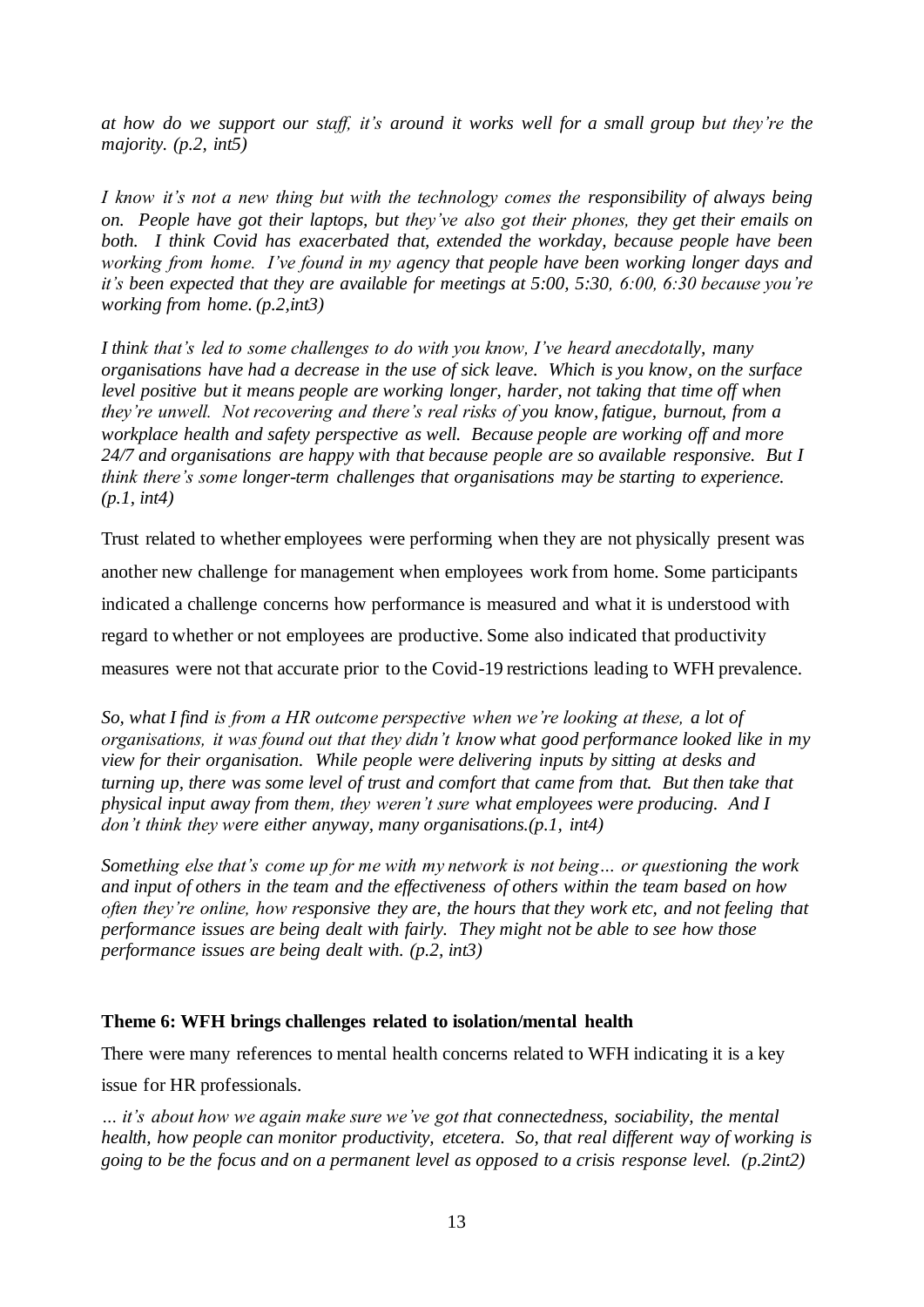*at how do we support our staff, it's around it works well for a small group but they're the majority. (p.2, int5)*

*I know it's not a new thing but with the technology comes the responsibility of always being on. People have got their laptops, but they've also got their phones, they get their emails on both. I think Covid has exacerbated that, extended the workday, because people have been working from home. I've found in my agency that people have been working longer days and it's been expected that they are available for meetings at 5:00, 5:30, 6:00, 6:30 because you're working from home. (p.2,int3)*

*I think that's led to some challenges to do with you know, I've heard anecdotally, many organisations have had a decrease in the use of sick leave. Which is you know, on the surface level positive but it means people are working longer, harder, not taking that time off when they're unwell. Not recovering and there's real risks of you know, fatigue, burnout, from a workplace health and safety perspective as well. Because people are working off and more 24/7 and organisations are happy with that because people are so available responsive. But I think there's some longer-term challenges that organisations may be starting to experience. (p.1, int4)*

Trust related to whether employees were performing when they are not physically present was another new challenge for management when employees work from home. Some participants indicated a challenge concerns how performance is measured and what it is understood with regard to whether or not employees are productive. Some also indicated that productivity measures were not that accurate prior to the Covid-19 restrictions leading to WFH prevalence.

*So, what I find is from a HR outcome perspective when we're looking at these, a lot of organisations, it was found out that they didn't know what good performance looked like in my view for their organisation. While people were delivering inputs by sitting at desks and turning up, there was some level of trust and comfort that came from that. But then take that physical input away from them, they weren't sure what employees were producing. And I don't think they were either anyway, many organisations.(p.1, int4)*

*Something else that's come up for me with my network is not being… or questioning the work and input of others in the team and the effectiveness of others within the team based on how often they're online, how responsive they are, the hours that they work etc, and not feeling that performance issues are being dealt with fairly. They might not be able to see how those performance issues are being dealt with. (p.2, int3)*

**Theme 6: WFH brings challenges related to isolation/mental health**

There were many references to mental health concerns related to WFH indicating it is a key issue for HR professionals.

*… it's about how we again make sure we've got that connectedness, sociability, the mental health, how people can monitor productivity, etcetera. So, that real different way of working is going to be the focus and on a permanent level as opposed to a crisis response level. (p.2int2)*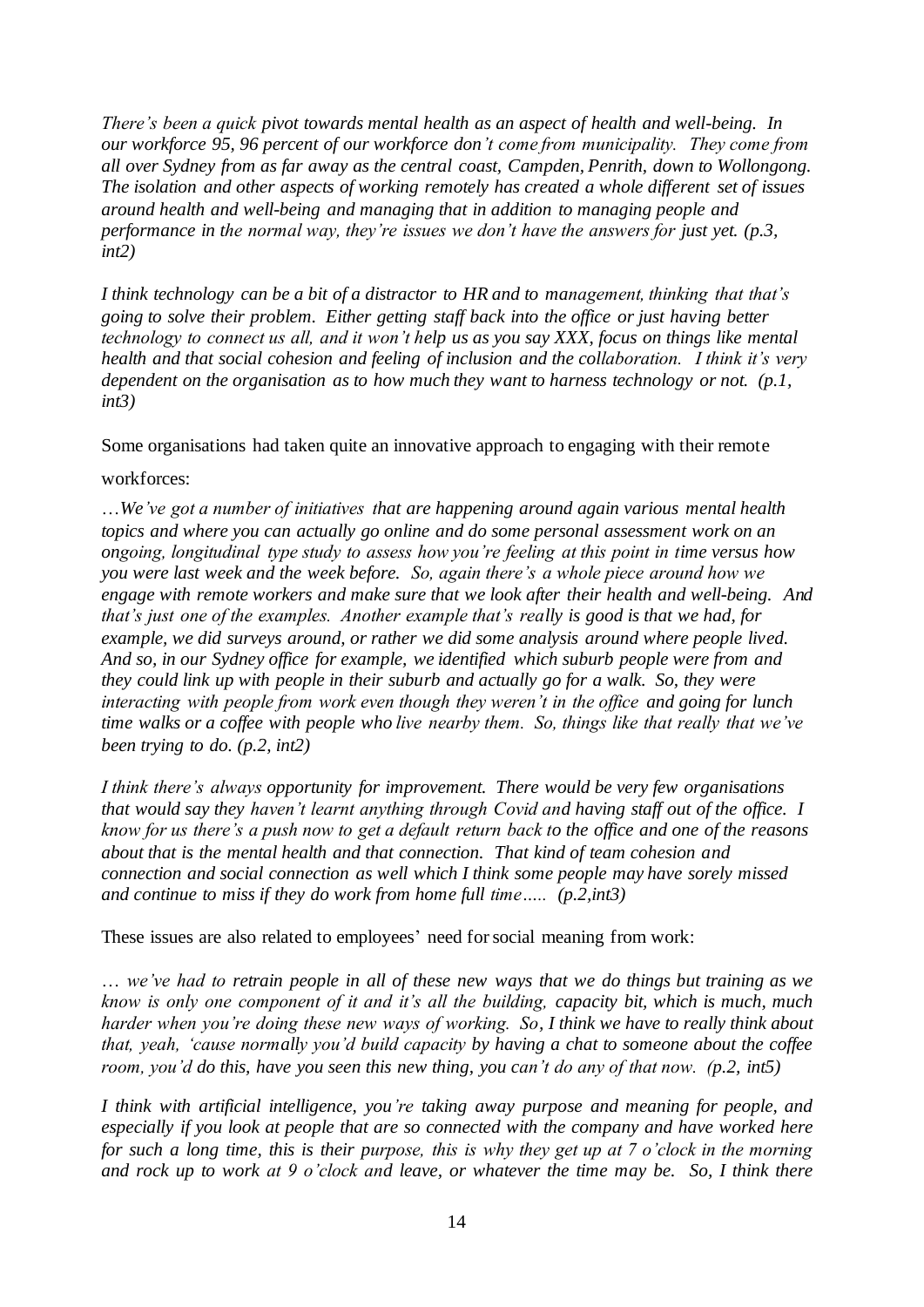*There's been a quick pivot towards mental health as an aspect of health and well-being. In our workforce 95, 96 percent of our workforce don't come from municipality. They come from all over Sydney from as far away as the central coast, Campden, Penrith, down to Wollongong. The isolation and other aspects of working remotely has created a whole different set of issues around health and well-being and managing that in addition to managing people and performance in the normal way, they're issues we don't have the answers for just yet. (p.3, int2)*

*I think technology can be a bit of a distractor to HR and to management, thinking that that's going to solve their problem. Either getting staff back into the office or just having better technology to connect us all, and it won't help us as you say XXX, focus on things like mental health and that social cohesion and feeling of inclusion and the collaboration. I think it's very dependent on the organisation as to how much they want to harness technology or not. (p.1, int3)*

Some organisations had taken quite an innovative approach to engaging with their remote workforces:

*…We've got a number of initiatives that are happening around again various mental health topics and where you can actually go online and do some personal assessment work on an ongoing, longitudinal type study to assess how you're feeling at this point in time versus how you were last week and the week before. So, again there's a whole piece around how we engage with remote workers and make sure that we look after their health and well-being. And that's just one of the examples. Another example that's really is good is that we had, for example, we did surveys around, or rather we did some analysis around where people lived. And so, in our Sydney office for example, we identified which suburb people were from and they could link up with people in their suburb and actually go for a walk. So, they were interacting with people from work even though they weren't in the office and going for lunch time walks or a coffee with people who live nearby them. So, things like that really that we've been trying to do. (p.2, int2)*

*I think there's always opportunity for improvement. There would be very few organisations that would say they haven't learnt anything through Covid and having staff out of the office. I know for us there's a push now to get a default return back to the office and one of the reasons about that is the mental health and that connection. That kind of team cohesion and connection and social connection as well which I think some people may have sorely missed and continue to miss if they do work from home full time….. (p.2,int3)*

These issues are also related to employees' need for social meaning from work:

*… we've had to retrain people in all of these new ways that we do things but training as we know is only one component of it and it's all the building, capacity bit, which is much, much harder when you're doing these new ways of working. So, I think we have to really think about that, yeah, 'cause normally you'd build capacity by having a chat to someone about the coffee room, you'd do this, have you seen this new thing, you can't do any of that now. (p.2, int5)*

*I think with artificial intelligence, you're taking away purpose and meaning for people, and especially if you look at people that are so connected with the company and have worked here for such a long time, this is their purpose, this is why they get up at 7 o'clock in the morning and rock up to work at 9 o'clock and leave, or whatever the time may be. So, I think there*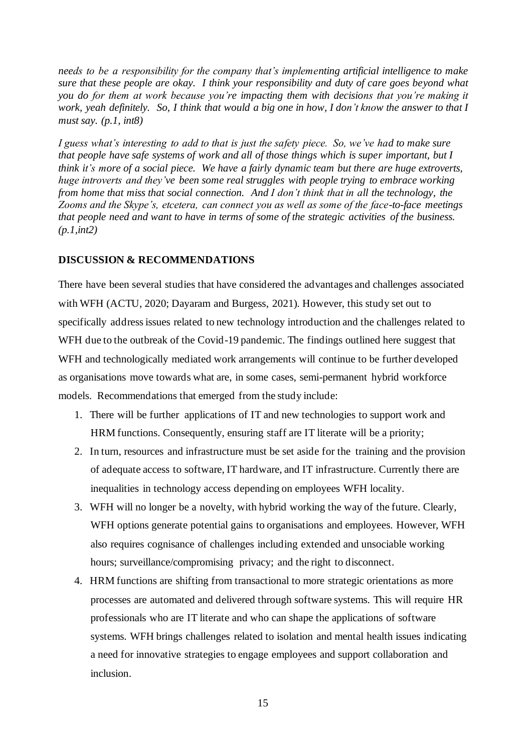*needs to be a responsibility for the company that's implementing artificial intelligence to make sure that these people are okay. I think your responsibility and duty of care goes beyond what you do for them at work because you're impacting them with decisions that you're making it work, yeah definitely. So, I think that would a big one in how, I don't know the answer to that I must say. (p.1, int8)*

*I guess what's interesting to add to that is just the safety piece. So, we've had to make sure that people have safe systems of work and all of those things which is super important, but I think it's more of a social piece. We have a fairly dynamic team but there are huge extroverts, huge introverts and they've been some real struggles with people trying to embrace working from home that miss that social connection. And I don't think that in all the technology, the Zooms and the Skype's, etcetera, can connect you as well as some of the face-to-face meetings that people need and want to have in terms of some of the strategic activities of the business. (p.1,int2)*

## DISCUSSION & RECOMMENDATIONS

There have been several studies that have considered the advantages and challenges associated with WFH (ACTU, 2020; Dayaram and Burgess, 2021). However, this study set out to specifically address issues related to new technology introduction and the challenges related to WFH due to the outbreak of the Covid-19 pandemic. The findings outlined here suggest that WFH and technologically mediated work arrangements will continue to be further developed as organisations move towards what are, in some cases, semi-permanent hybrid workforce models. Recommendations that emerged from the study include:

1. There will be further applications of IT and new technologies to support work and HRM functions. Consequently, ensuring staff are IT literate will be a priority;
2. In turn, resources and infrastructure must be set aside for the training and the provision of adequate access to software, IT hardware, and IT infrastructure. Currently there are inequalities in technology access depending on employees WFH locality.
3. WFH will no longer be a novelty, with hybrid working the way of the future. Clearly, WFH options generate potential gains to organisations and employees. However, WFH also requires cognisance of challenges including extended and unsociable working hours; surveillance/compromising privacy; and the right to disconnect.
4. HRM functions are shifting from transactional to more strategic orientations as more processes are automated and delivered through software systems. This will require HR professionals who are IT literate and who can shape the applications of software systems. WFH brings challenges related to isolation and mental health issues indicating a need for innovative strategies to engage employees and support collaboration and inclusion.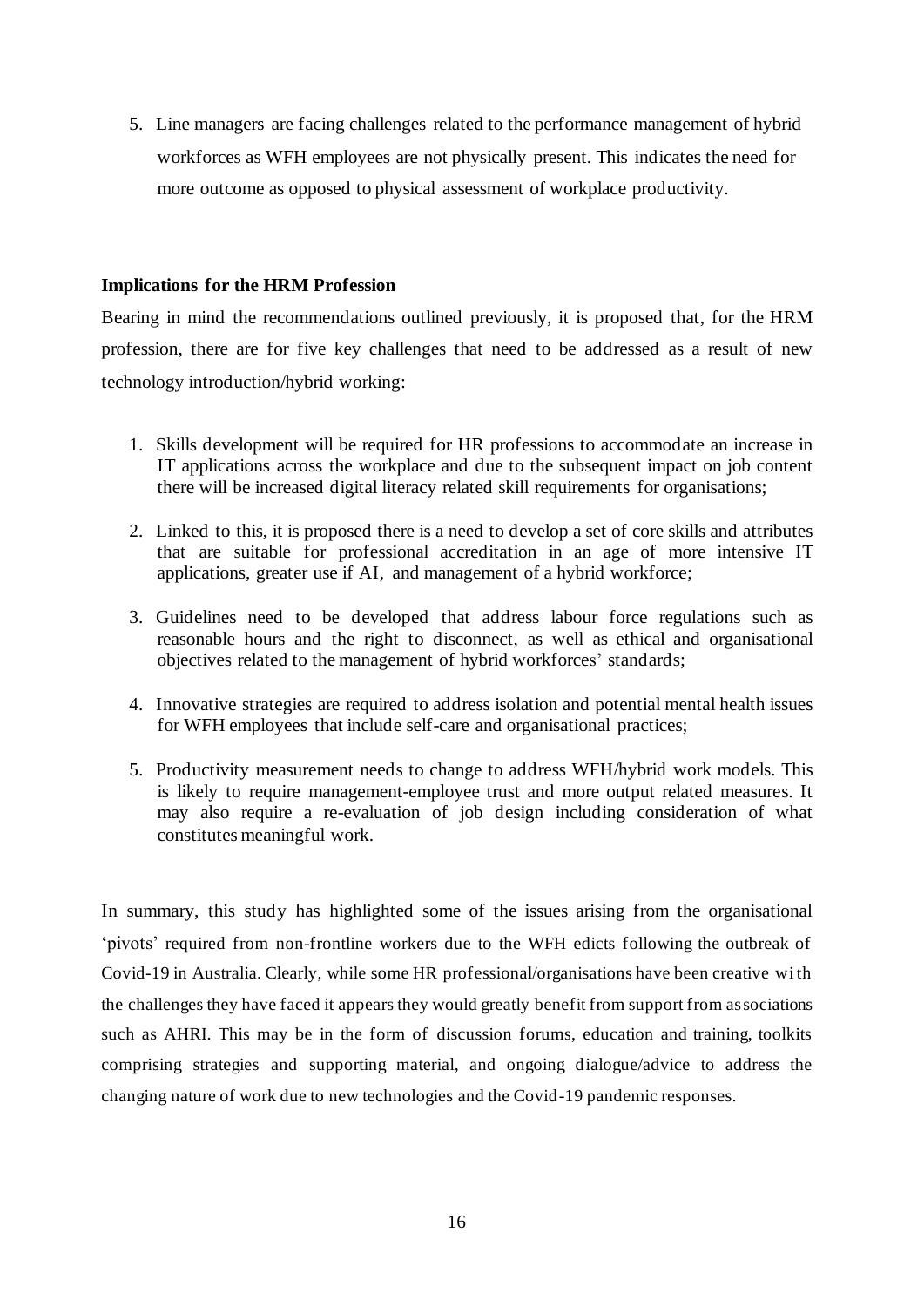5. Line managers are facing challenges related to the performance management of hybrid workforces as WFH employees are not physically present. This indicates the need for more outcome as opposed to physical assessment of workplace productivity.

**Implications for the HRM Profession**

Bearing in mind the recommendations outlined previously, it is proposed that, for the HRM profession, there are for five key challenges that need to be addressed as a result of new technology introduction/hybrid working:

1. Skills development will be required for HR professions to accommodate an increase in IT applications across the workplace and due to the subsequent impact on job content there will be increased digital literacy related skill requirements for organisations;

2. Linked to this, it is proposed there is a need to develop a set of core skills and attributes that are suitable for professional accreditation in an age of more intensive IT applications, greater use if AI, and management of a hybrid workforce;

3. Guidelines need to be developed that address labour force regulations such as reasonable hours and the right to disconnect, as well as ethical and organisational objectives related to the management of hybrid workforces' standards;

4. Innovative strategies are required to address isolation and potential mental health issues for WFH employees that include self-care and organisational practices;

5. Productivity measurement needs to change to address WFH/hybrid work models. This is likely to require management-employee trust and more output related measures. It may also require a re-evaluation of job design including consideration of what constitutes meaningful work.

In summary, this study has highlighted some of the issues arising from the organisational 'pivots' required from non-frontline workers due to the WFH edicts following the outbreak of Covid-19 in Australia. Clearly, while some HR professional/organisations have been creative with the challenges they have faced it appears they would greatly benefit from support from associations such as AHRI. This may be in the form of discussion forums, education and training, toolkits comprising strategies and supporting material, and ongoing dialogue/advice to address the changing nature of work due to new technologies and the Covid-19 pandemic responses.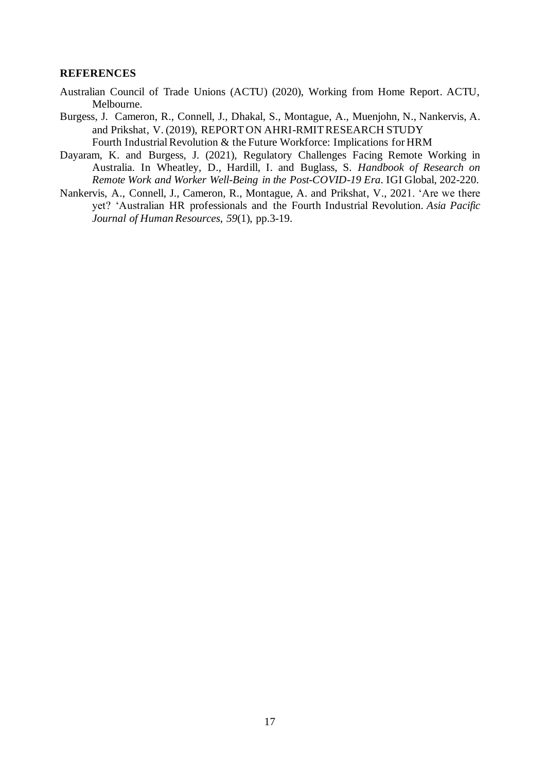## REFERENCES

Australian Council of Trade Unions (ACTU) (2020), Working from Home Report. ACTU, Melbourne.

Burgess, J. Cameron, R., Connell, J., Dhakal, S., Montague, A., Muenjohn, N., Nankervis, A. and Prikshat, V. (2019), REPORT ON AHRI-RMIT RESEARCH STUDY Fourth Industrial Revolution & the Future Workforce: Implications for HRM

Dayaram, K. and Burgess, J. (2021), Regulatory Challenges Facing Remote Working in Australia. In Wheatley, D., Hardill, I. and Buglass, S. *Handbook of Research on Remote Work and Worker Well-Being in the Post-COVID-19 Era*. IGI Global, 202-220.

Nankervis, A., Connell, J., Cameron, R., Montague, A. and Prikshat, V., 2021. 'Are we there yet? 'Australian HR professionals and the Fourth Industrial Revolution. *Asia Pacific Journal of Human Resources*, *59*(1), pp.3-19.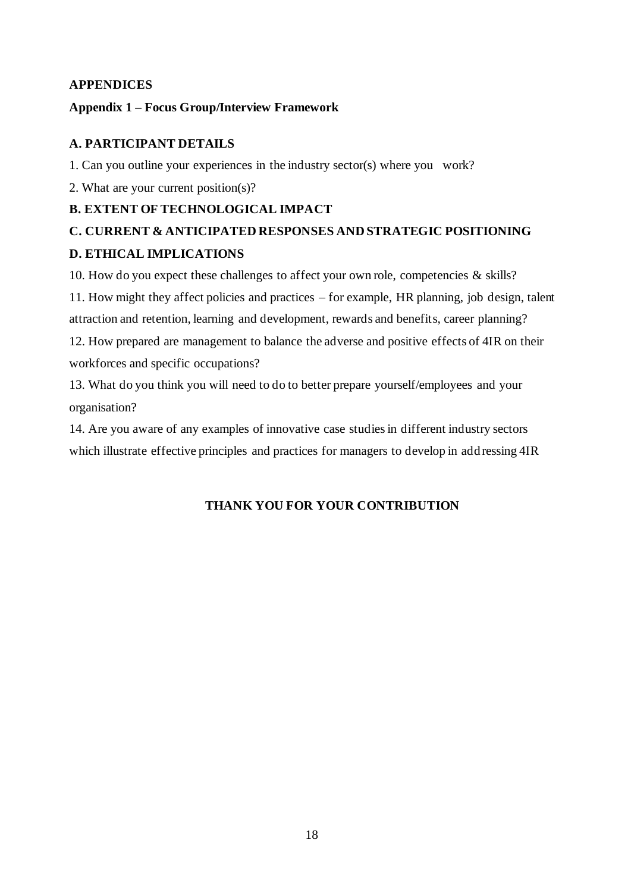## APPENDICES

### Appendix 1 – Focus Group/Interview Framework

#### A. PARTICIPANT DETAILS

1. Can you outline your experiences in the industry sector(s) where you work?

2. What are your current position(s)?

#### B. EXTENT OF TECHNOLOGICAL IMPACT

#### C. CURRENT & ANTICIPATED RESPONSES AND STRATEGIC POSITIONING

#### D. ETHICAL IMPLICATIONS

10. How do you expect these challenges to affect your own role, competencies & skills?

11. How might they affect policies and practices – for example, HR planning, job design, talent attraction and retention, learning and development, rewards and benefits, career planning?

12. How prepared are management to balance the adverse and positive effects of 4IR on their workforces and specific occupations?

13. What do you think you will need to do to better prepare yourself/employees and your organisation?

14. Are you aware of any examples of innovative case studies in different industry sectors which illustrate effective principles and practices for managers to develop in addressing 4IR

**THANK YOU FOR YOUR CONTRIBUTION**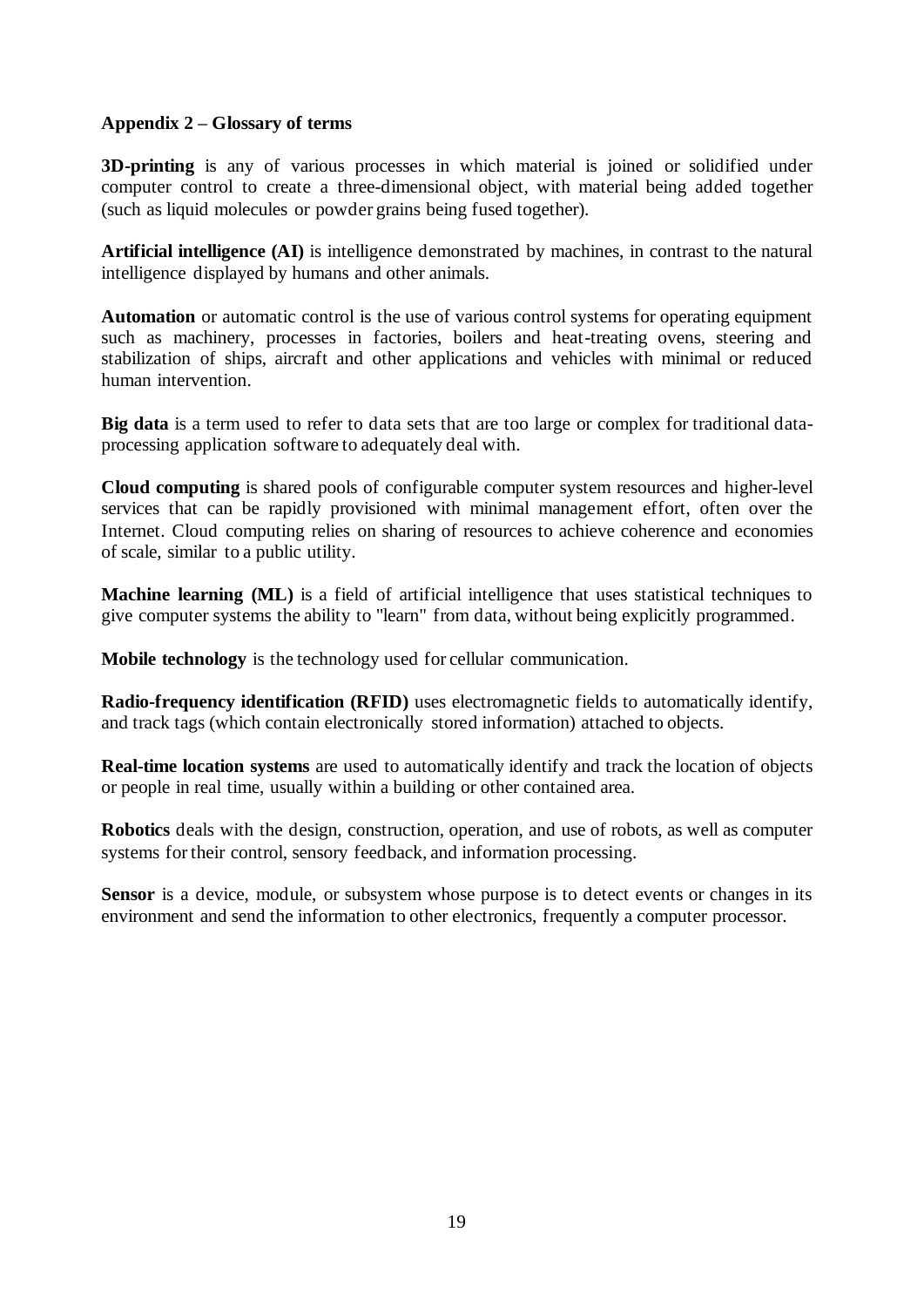## Appendix 2 – Glossary of terms

**3D-printing** is any of various processes in which material is joined or solidified under computer control to create a three-dimensional object, with material being added together (such as liquid molecules or powder grains being fused together).

**Artificial intelligence (AI)** is intelligence demonstrated by machines, in contrast to the natural intelligence displayed by humans and other animals.

**Automation** or automatic control is the use of various control systems for operating equipment such as machinery, processes in factories, boilers and heat-treating ovens, steering and stabilization of ships, aircraft and other applications and vehicles with minimal or reduced human intervention.

**Big data** is a term used to refer to data sets that are too large or complex for traditional data-processing application software to adequately deal with.

**Cloud computing** is shared pools of configurable computer system resources and higher-level services that can be rapidly provisioned with minimal management effort, often over the Internet. Cloud computing relies on sharing of resources to achieve coherence and economies of scale, similar to a public utility.

**Machine learning (ML)** is a field of artificial intelligence that uses statistical techniques to give computer systems the ability to "learn" from data, without being explicitly programmed.

**Mobile technology** is the technology used for cellular communication.

**Radio-frequency identification (RFID)** uses electromagnetic fields to automatically identify, and track tags (which contain electronically stored information) attached to objects.

**Real-time location systems** are used to automatically identify and track the location of objects or people in real time, usually within a building or other contained area.

**Robotics** deals with the design, construction, operation, and use of robots, as well as computer systems for their control, sensory feedback, and information processing.

**Sensor** is a device, module, or subsystem whose purpose is to detect events or changes in its environment and send the information to other electronics, frequently a computer processor.